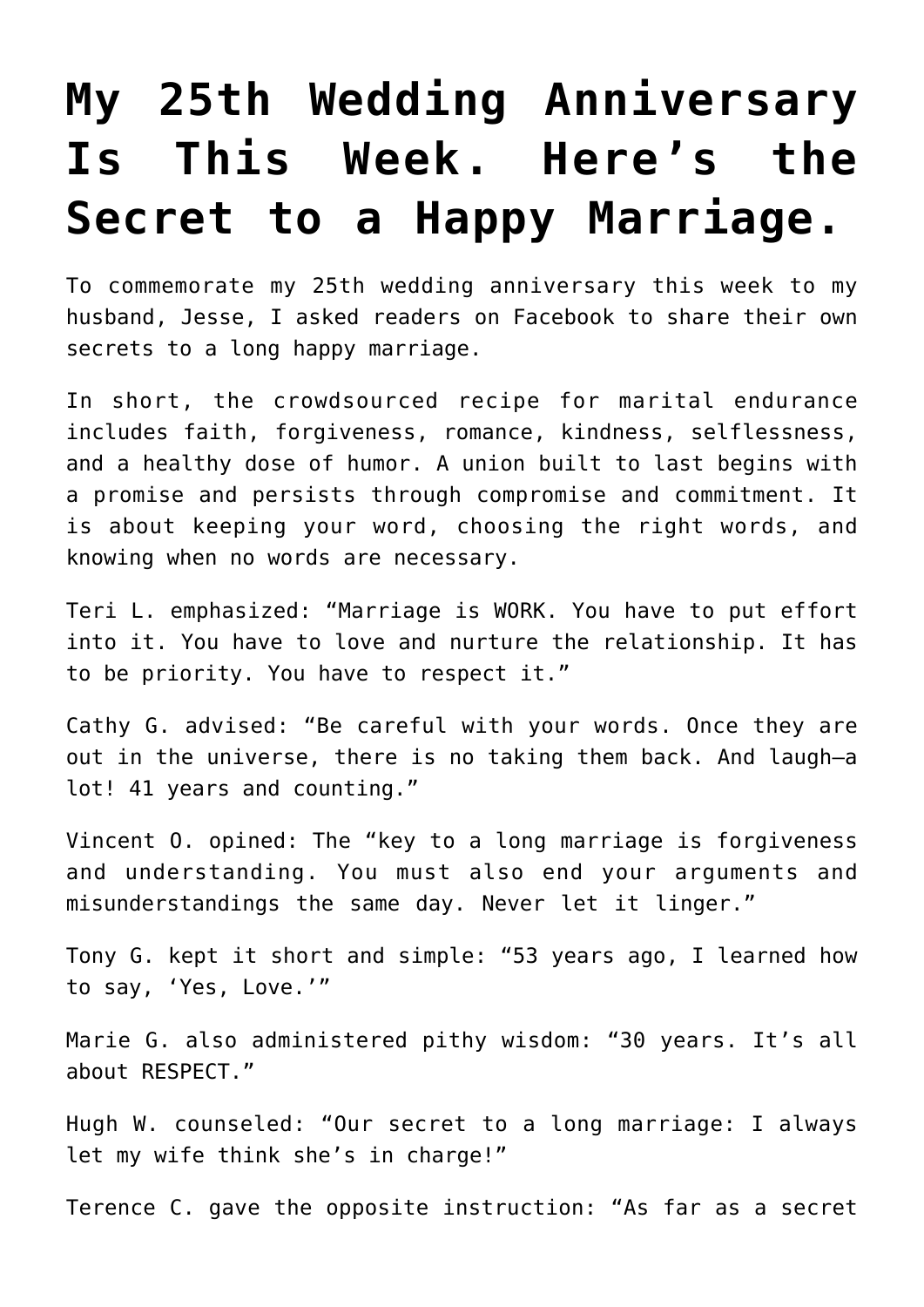# My 25th Wedding Anniversary Is This Week. Here's the Secret to a Happy Marriage.

To commemorate my 25th wedding anniversary this week to my husband, Jesse, I asked readers on Facebook to share their own secrets to a long happy marriage.

In short, the crowdsourced recipe for marital endurance includes faith, forgiveness, romance, kindness, selflessness, and a healthy dose of humor. A union built to last begins with a promise and persists through compromise and commitment. It is about keeping your word, choosing the right words, and knowing when no words are necessary.

Teri L. emphasized: "Marriage is WORK. You have to put effort into it. You have to love and nurture the relationship. It has to be priority. You have to respect it."

Cathy G. advised: "Be careful with your words. Once they are out in the universe, there is no taking them back. And laugh—a lot! 41 years and counting."

Vincent O. opined: The "key to a long marriage is forgiveness and understanding. You must also end your arguments and misunderstandings the same day. Never let it linger."

Tony G. kept it short and simple: "53 years ago, I learned how to say, 'Yes, Love.'"

Marie G. also administered pithy wisdom: "30 years. It's all about RESPECT."

Hugh W. counseled: "Our secret to a long marriage: I always let my wife think she's in charge!"

Terence C. gave the opposite instruction: "As far as a secret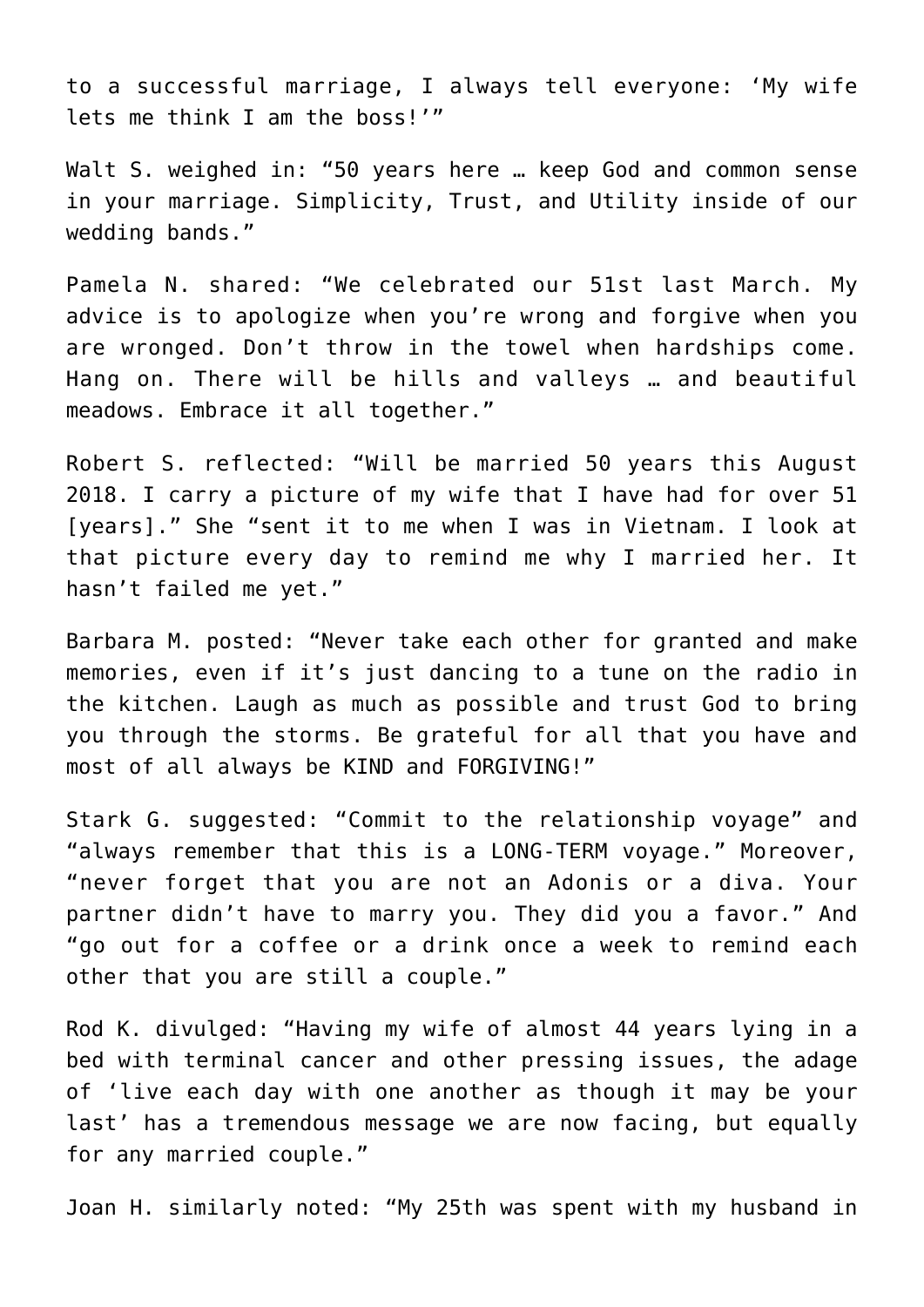to a successful marriage, I always tell everyone: 'My wife lets me think I am the boss!'"

Walt S. weighed in: "50 years here … keep God and common sense in your marriage. Simplicity, Trust, and Utility inside of our wedding bands."

Pamela N. shared: "We celebrated our 51st last March. My advice is to apologize when you're wrong and forgive when you are wronged. Don't throw in the towel when hardships come. Hang on. There will be hills and valleys … and beautiful meadows. Embrace it all together."

Robert S. reflected: "Will be married 50 years this August 2018. I carry a picture of my wife that I have had for over 51 [years]." She "sent it to me when I was in Vietnam. I look at that picture every day to remind me why I married her. It hasn't failed me yet."

Barbara M. posted: "Never take each other for granted and make memories, even if it's just dancing to a tune on the radio in the kitchen. Laugh as much as possible and trust God to bring you through the storms. Be grateful for all that you have and most of all always be KIND and FORGIVING!"

Stark G. suggested: "Commit to the relationship voyage" and "always remember that this is a LONG-TERM voyage." Moreover, "never forget that you are not an Adonis or a diva. Your partner didn't have to marry you. They did you a favor." And "go out for a coffee or a drink once a week to remind each other that you are still a couple."

Rod K. divulged: "Having my wife of almost 44 years lying in a bed with terminal cancer and other pressing issues, the adage of 'live each day with one another as though it may be your last' has a tremendous message we are now facing, but equally for any married couple."

Joan H. similarly noted: "My 25th was spent with my husband in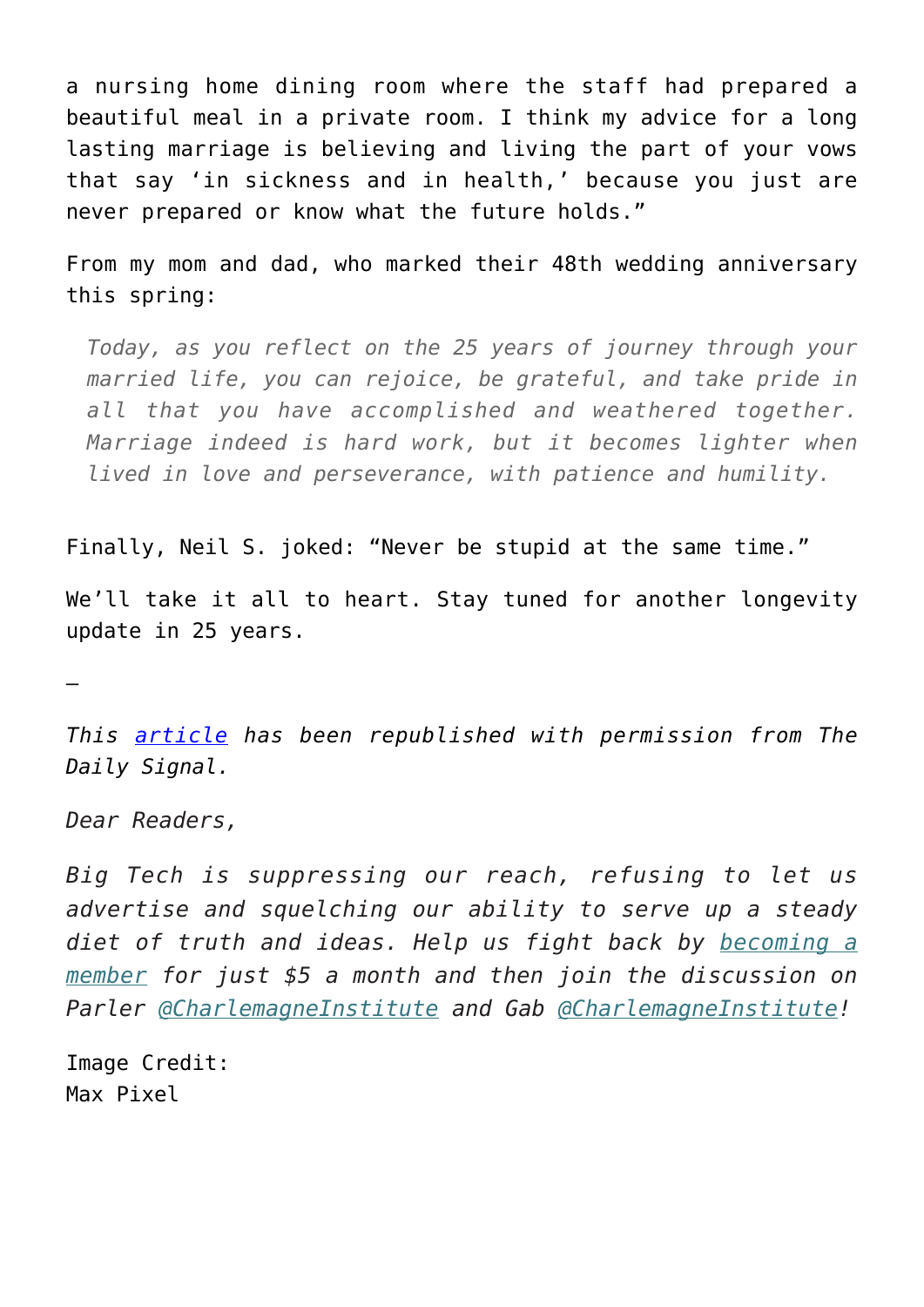a nursing home dining room where the staff had prepared a beautiful meal in a private room. I think my advice for a long lasting marriage is believing and living the part of your vows that say 'in sickness and in health,' because you just are never prepared or know what the future holds."

From my mom and dad, who marked their 48th wedding anniversary this spring:

> *Today, as you reflect on the 25 years of journey through your married life, you can rejoice, be grateful, and take pride in all that you have accomplished and weathered together. Marriage indeed is hard work, but it becomes lighter when lived in love and perseverance, with patience and humility.*

Finally, Neil S. joked: "Never be stupid at the same time."

We'll take it all to heart. Stay tuned for another longevity update in 25 years.

—

*This article has been republished with permission from The Daily Signal.*

*Dear Readers,*

*Big Tech is suppressing our reach, refusing to let us advertise and squelching our ability to serve up a steady diet of truth and ideas. Help us fight back by becoming a member for just $5 a month and then join the discussion on Parler @CharlemagneInstitute and Gab @CharlemagneInstitute!*

Image Credit:
Max Pixel